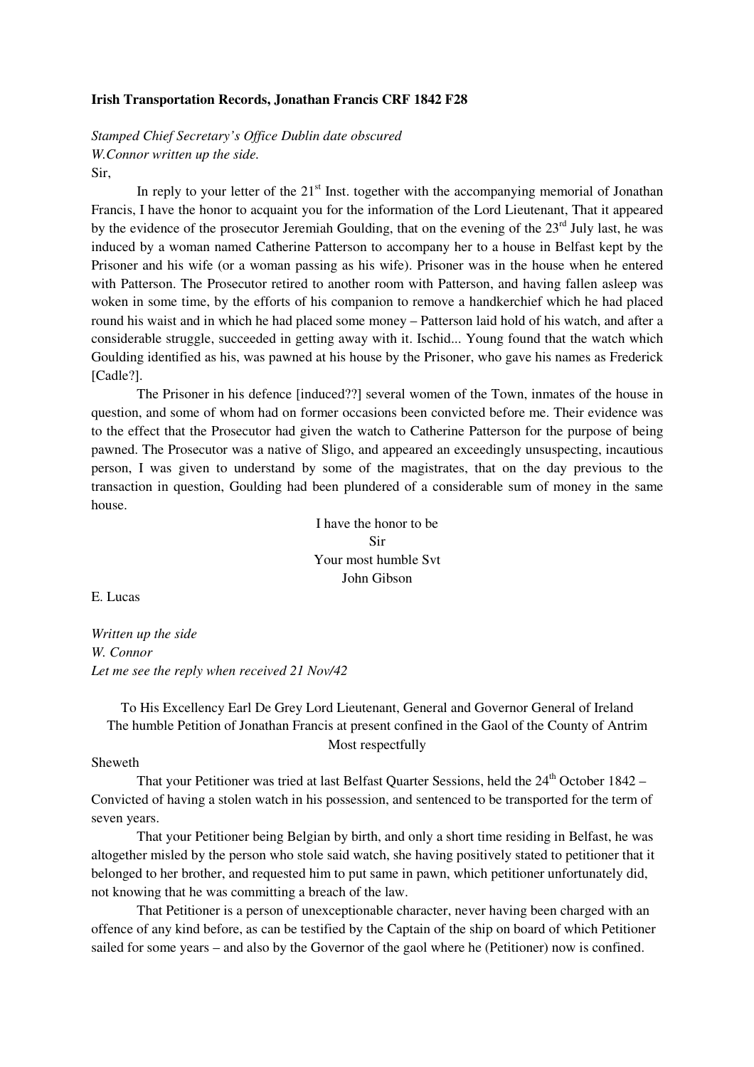**Irish Transportation Records, Jonathan Francis CRF 1842 F28**

*Stamped Chief Secretary's Office Dublin date obscured*
*W.Connor written up the side.*
Sir,

In reply to your letter of the 21st Inst. together with the accompanying memorial of Jonathan Francis, I have the honor to acquaint you for the information of the Lord Lieutenant, That it appeared by the evidence of the prosecutor Jeremiah Goulding, that on the evening of the 23rd July last, he was induced by a woman named Catherine Patterson to accompany her to a house in Belfast kept by the Prisoner and his wife (or a woman passing as his wife). Prisoner was in the house when he entered with Patterson. The Prosecutor retired to another room with Patterson, and having fallen asleep was woken in some time, by the efforts of his companion to remove a handkerchief which he had placed round his waist and in which he had placed some money – Patterson laid hold of his watch, and after a considerable struggle, succeeded in getting away with it. Ischid... Young found that the watch which Goulding identified as his, was pawned at his house by the Prisoner, who gave his names as Frederick [Cadle?].

The Prisoner in his defence [induced??] several women of the Town, inmates of the house in question, and some of whom had on former occasions been convicted before me. Their evidence was to the effect that the Prosecutor had given the watch to Catherine Patterson for the purpose of being pawned. The Prosecutor was a native of Sligo, and appeared an exceedingly unsuspecting, incautious person, I was given to understand by some of the magistrates, that on the day previous to the transaction in question, Goulding had been plundered of a considerable sum of money in the same house.

I have the honor to be
Sir
Your most humble Svt
John Gibson

E. Lucas

*Written up the side*
*W. Connor*
*Let me see the reply when received 21 Nov/42*

To His Excellency Earl De Grey Lord Lieutenant, General and Governor General of Ireland
The humble Petition of Jonathan Francis at present confined in the Gaol of the County of Antrim
Most respectfully

Sheweth

That your Petitioner was tried at last Belfast Quarter Sessions, held the 24th October 1842 – Convicted of having a stolen watch in his possession, and sentenced to be transported for the term of seven years.

That your Petitioner being Belgian by birth, and only a short time residing in Belfast, he was altogether misled by the person who stole said watch, she having positively stated to petitioner that it belonged to her brother, and requested him to put same in pawn, which petitioner unfortunately did, not knowing that he was committing a breach of the law.

That Petitioner is a person of unexceptionable character, never having been charged with an offence of any kind before, as can be testified by the Captain of the ship on board of which Petitioner sailed for some years – and also by the Governor of the gaol where he (Petitioner) now is confined.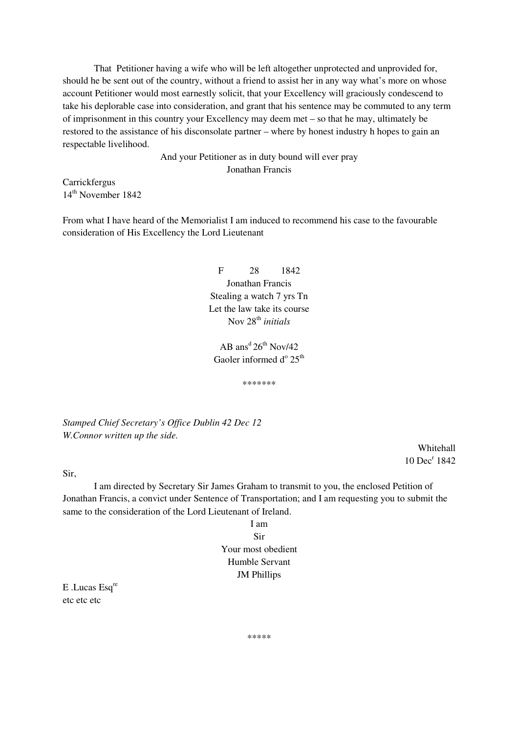That Petitioner having a wife who will be left altogether unprotected and unprovided for, should he be sent out of the country, without a friend to assist her in any way what's more on whose account Petitioner would most earnestly solicit, that your Excellency will graciously condescend to take his deplorable case into consideration, and grant that his sentence may be commuted to any term of imprisonment in this country your Excellency may deem met – so that he may, ultimately be restored to the assistance of his disconsolate partner – where by honest industry h hopes to gain an respectable livelihood.

And your Petitioner as in duty bound will ever pray
Jonathan Francis

Carrickfergus
14th November 1842

From what I have heard of the Memorialist I am induced to recommend his case to the favourable consideration of His Excellency the Lord Lieutenant

F 28 1842
Jonathan Francis
Stealing a watch 7 yrs Tn
Let the law take its course
Nov 28th *initials*

AB ansd 26th Nov/42
Gaoler informed do 25th

*******

*Stamped Chief Secretary's Office Dublin 42 Dec 12*
*W.Connor written up the side.*

Whitehall
10 Decr 1842

Sir,

I am directed by Secretary Sir James Graham to transmit to you, the enclosed Petition of Jonathan Francis, a convict under Sentence of Transportation; and I am requesting you to submit the same to the consideration of the Lord Lieutenant of Ireland.

I am
Sir
Your most obedient
Humble Servant
JM Phillips

E .Lucas Esqre
etc etc etc

*****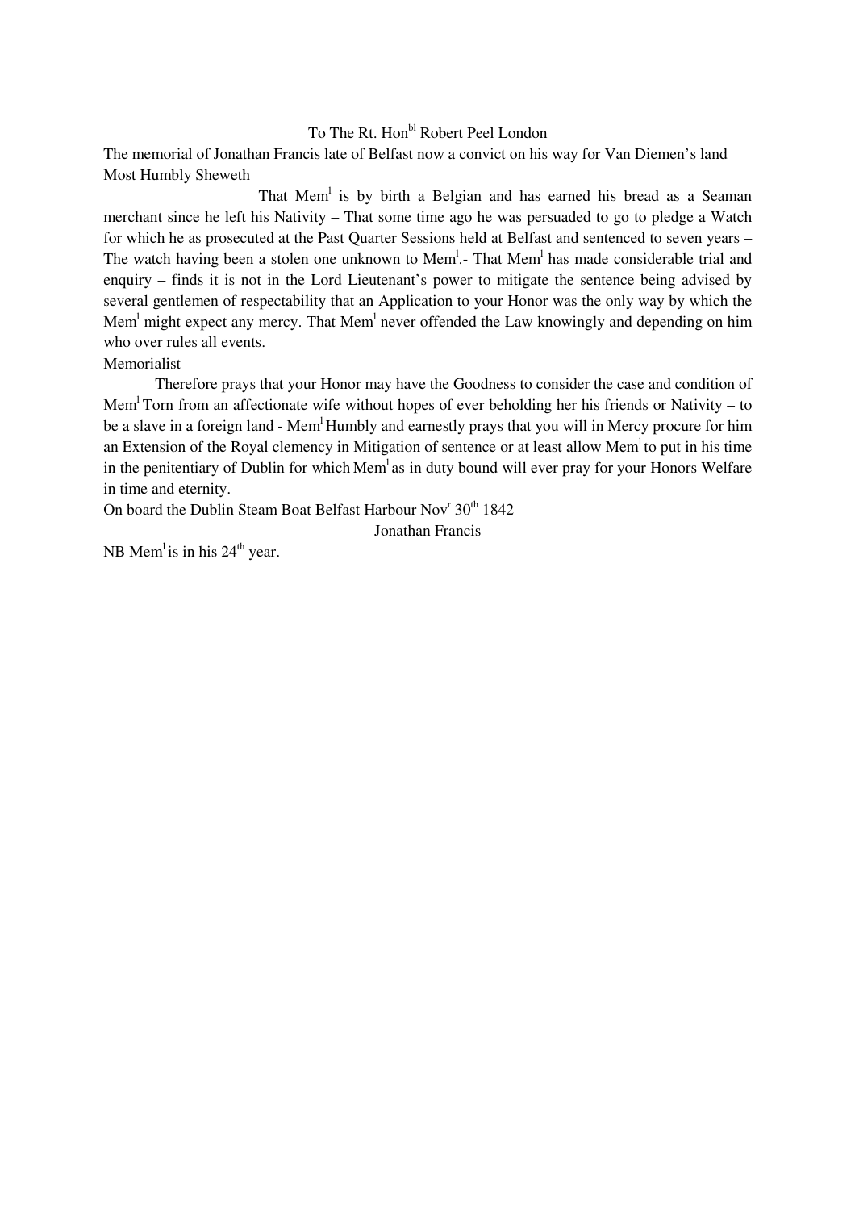To The Rt. Hon[bl] Robert Peel London

The memorial of Jonathan Francis late of Belfast now a convict on his way for Van Diemen's land

Most Humbly Sheweth

That Mem[l] is by birth a Belgian and has earned his bread as a Seaman merchant since he left his Nativity – That some time ago he was persuaded to go to pledge a Watch for which he as prosecuted at the Past Quarter Sessions held at Belfast and sentenced to seven years – The watch having been a stolen one unknown to Mem[l].- That Mem[l] has made considerable trial and enquiry – finds it is not in the Lord Lieutenant's power to mitigate the sentence being advised by several gentlemen of respectability that an Application to your Honor was the only way by which the Mem[l] might expect any mercy. That Mem[l] never offended the Law knowingly and depending on him who over rules all events.

Memorialist

Therefore prays that your Honor may have the Goodness to consider the case and condition of Mem[l] Torn from an affectionate wife without hopes of ever beholding her his friends or Nativity – to be a slave in a foreign land - Mem[l] Humbly and earnestly prays that you will in Mercy procure for him an Extension of the Royal clemency in Mitigation of sentence or at least allow Mem[l] to put in his time in the penitentiary of Dublin for which Mem[l] as in duty bound will ever pray for your Honors Welfare in time and eternity.

On board the Dublin Steam Boat Belfast Harbour Nov[r] 30[th] 1842

Jonathan Francis

NB Mem[l] is in his 24[th] year.